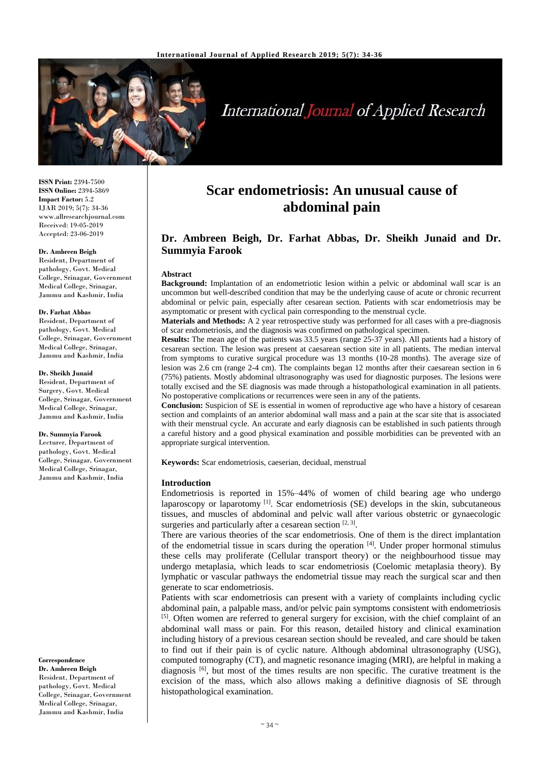**ISSN Print:** 2394-7500
**ISSN Online:** 2394-5869
**Impact Factor:** 5.2
IJAR 2019; 5(7): 34-36
www.allresearchjournal.com
Received: 19-05-2019
Accepted: 23-06-2019

**Dr. Ambreen Beigh**
Resident, Department of pathology, Govt. Medical College, Srinagar, Government Medical College, Srinagar, Jammu and Kashmir, India

**Dr. Farhat Abbas**
Resident, Department of pathology, Govt. Medical College, Srinagar, Government Medical College, Srinagar, Jammu and Kashmir, India

**Dr. Sheikh Junaid**
Resident, Department of Surgery, Govt. Medical College, Srinagar, Government Medical College, Srinagar, Jammu and Kashmir, India

**Dr. Summyia Farook**
Lecturer, Department of pathology, Govt. Medical College, Srinagar, Government Medical College, Srinagar, Jammu and Kashmir, India

**Correspondence**
**Dr. Ambreen Beigh**
Resident, Department of pathology, Govt. Medical College, Srinagar, Government Medical College, Srinagar, Jammu and Kashmir, India

# Scar endometriosis: An unusual cause of abdominal pain

**Dr. Ambreen Beigh, Dr. Farhat Abbas, Dr. Sheikh Junaid and Dr. Summyia Farook**

**Abstract**

**Background:** Implantation of an endometriotic lesion within a pelvic or abdominal wall scar is an uncommon but well-described condition that may be the underlying cause of acute or chronic recurrent abdominal or pelvic pain, especially after cesarean section. Patients with scar endometriosis may be asymptomatic or present with cyclical pain corresponding to the menstrual cycle.

**Materials and Methods:** A 2 year retrospective study was performed for all cases with a pre-diagnosis of scar endometriosis, and the diagnosis was confirmed on pathological specimen.

**Results:** The mean age of the patients was 33.5 years (range 25-37 years). All patients had a history of cesarean section. The lesion was present at caesarean section site in all patients. The median interval from symptoms to curative surgical procedure was 13 months (10-28 months). The average size of lesion was 2.6 cm (range 2-4 cm). The complaints began 12 months after their caesarean section in 6 (75%) patients. Mostly abdominal ultrasonography was used for diagnostic purposes. The lesions were totally excised and the SE diagnosis was made through a histopathological examination in all patients. No postoperative complications or recurrences were seen in any of the patients.

**Conclusion:** Suspicion of SE is essential in women of reproductive age who have a history of cesarean section and complaints of an anterior abdominal wall mass and a pain at the scar site that is associated with their menstrual cycle. An accurate and early diagnosis can be established in such patients through a careful history and a good physical examination and possible morbidities can be prevented with an appropriate surgical intervention.

**Keywords:** Scar endometriosis, caeserian, decidual, menstrual

## Introduction

Endometriosis is reported in 15%–44% of women of child bearing age who undergo laparoscopy or laparotomy [1]. Scar endometriosis (SE) develops in the skin, subcutaneous tissues, and muscles of abdominal and pelvic wall after various obstetric or gynaecologic surgeries and particularly after a cesarean section [2, 3].

There are various theories of the scar endometriosis. One of them is the direct implantation of the endometrial tissue in scars during the operation [4]. Under proper hormonal stimulus these cells may proliferate (Cellular transport theory) or the neighbourhood tissue may undergo metaplasia, which leads to scar endometriosis (Coelomic metaplasia theory). By lymphatic or vascular pathways the endometrial tissue may reach the surgical scar and then generate to scar endometriosis.

Patients with scar endometriosis can present with a variety of complaints including cyclic abdominal pain, a palpable mass, and/or pelvic pain symptoms consistent with endometriosis [5]. Often women are referred to general surgery for excision, with the chief complaint of an abdominal wall mass or pain. For this reason, detailed history and clinical examination including history of a previous cesarean section should be revealed, and care should be taken to find out if their pain is of cyclic nature. Although abdominal ultrasonography (USG), computed tomography (CT), and magnetic resonance imaging (MRI), are helpful in making a diagnosis [6], but most of the times results are non specific. The curative treatment is the excision of the mass, which also allows making a definitive diagnosis of SE through histopathological examination.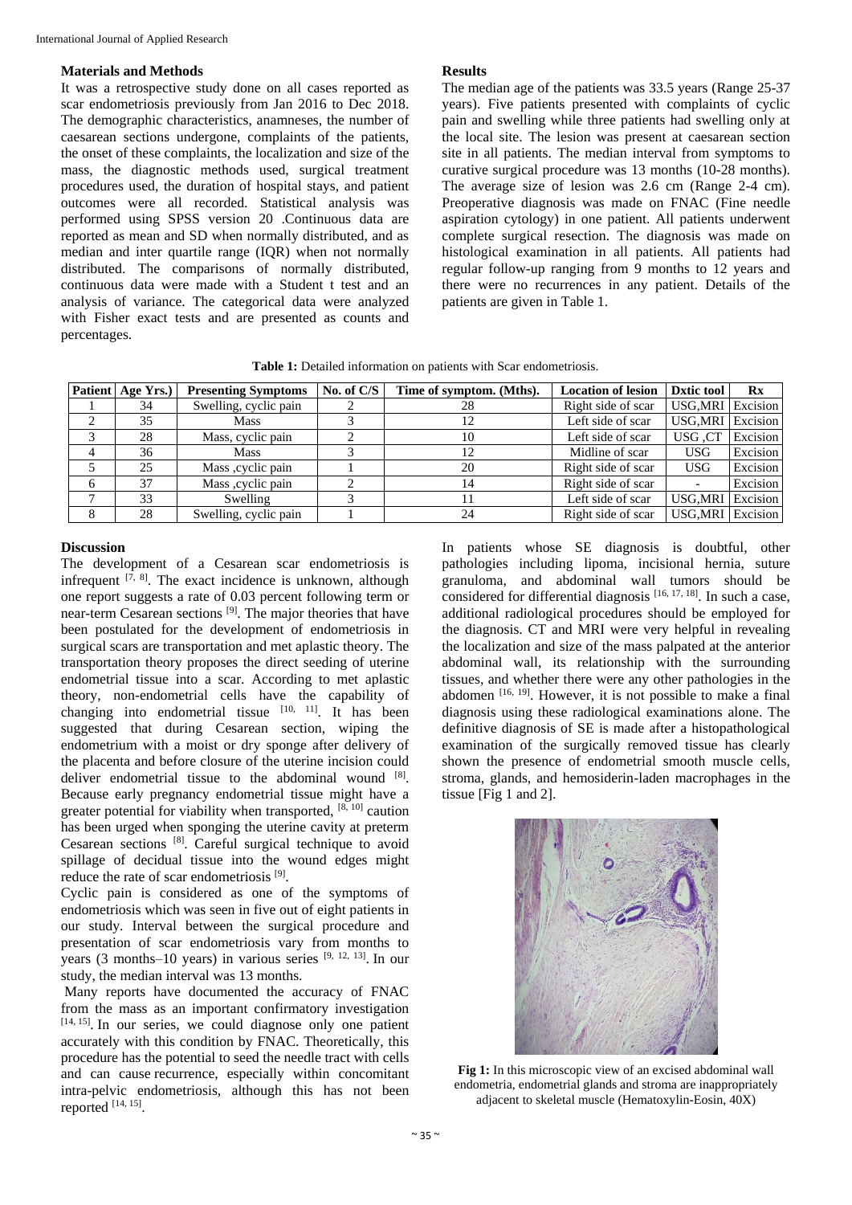## Materials and Methods

It was a retrospective study done on all cases reported as scar endometriosis previously from Jan 2016 to Dec 2018. The demographic characteristics, anamneses, the number of caesarean sections undergone, complaints of the patients, the onset of these complaints, the localization and size of the mass, the diagnostic methods used, surgical treatment procedures used, the duration of hospital stays, and patient outcomes were all recorded. Statistical analysis was performed using SPSS version 20 .Continuous data are reported as mean and SD when normally distributed, and as median and inter quartile range (IQR) when not normally distributed. The comparisons of normally distributed, continuous data were made with a Student t test and an analysis of variance. The categorical data were analyzed with Fisher exact tests and are presented as counts and percentages.

## Results

The median age of the patients was 33.5 years (Range 25-37 years). Five patients presented with complaints of cyclic pain and swelling while three patients had swelling only at the local site. The lesion was present at caesarean section site in all patients. The median interval from symptoms to curative surgical procedure was 13 months (10-28 months). The average size of lesion was 2.6 cm (Range 2-4 cm). Preoperative diagnosis was made on FNAC (Fine needle aspiration cytology) in one patient. All patients underwent complete surgical resection. The diagnosis was made on histological examination in all patients. All patients had regular follow-up ranging from 9 months to 12 years and there were no recurrences in any patient. Details of the patients are given in Table 1.

**Table 1:** Detailed information on patients with Scar endometriosis.

| Patient | Age Yrs.) | Presenting Symptoms | No. of C/S | Time of symptom. (Mths). | Location of lesion | Dxtic tool | Rx |
|---|---|---|---|---|---|---|---|
| 1 | 34 | Swelling, cyclic pain | 2 | 28 | Right side of scar | USG,MRI | Excision |
| 2 | 35 | Mass | 3 | 12 | Left side of scar | USG,MRI | Excision |
| 3 | 28 | Mass, cyclic pain | 2 | 10 | Left side of scar | USG ,CT | Excision |
| 4 | 36 | Mass | 3 | 12 | Midline of scar | USG | Excision |
| 5 | 25 | Mass ,cyclic pain | 1 | 20 | Right side of scar | USG | Excision |
| 6 | 37 | Mass ,cyclic pain | 2 | 14 | Right side of scar | - | Excision |
| 7 | 33 | Swelling | 3 | 11 | Left side of scar | USG,MRI | Excision |
| 8 | 28 | Swelling, cyclic pain | 1 | 24 | Right side of scar | USG,MRI | Excision |

## Discussion

The development of a Cesarean scar endometriosis is infrequent [7, 8]. The exact incidence is unknown, although one report suggests a rate of 0.03 percent following term or near-term Cesarean sections [9]. The major theories that have been postulated for the development of endometriosis in surgical scars are transportation and met aplastic theory. The transportation theory proposes the direct seeding of uterine endometrial tissue into a scar. According to met aplastic theory, non-endometrial cells have the capability of changing into endometrial tissue [10, 11]. It has been suggested that during Cesarean section, wiping the endometrium with a moist or dry sponge after delivery of the placenta and before closure of the uterine incision could deliver endometrial tissue to the abdominal wound [8]. Because early pregnancy endometrial tissue might have a greater potential for viability when transported, [8, 10] caution has been urged when sponging the uterine cavity at preterm Cesarean sections [8]. Careful surgical technique to avoid spillage of decidual tissue into the wound edges might reduce the rate of scar endometriosis [9].

Cyclic pain is considered as one of the symptoms of endometriosis which was seen in five out of eight patients in our study. Interval between the surgical procedure and presentation of scar endometriosis vary from months to years (3 months–10 years) in various series [9, 12, 13]. In our study, the median interval was 13 months.

Many reports have documented the accuracy of FNAC from the mass as an important confirmatory investigation [14, 15]. In our series, we could diagnose only one patient accurately with this condition by FNAC. Theoretically, this procedure has the potential to seed the needle tract with cells and can cause recurrence, especially within concomitant intra-pelvic endometriosis, although this has not been reported [14, 15].

In patients whose SE diagnosis is doubtful, other pathologies including lipoma, incisional hernia, suture granuloma, and abdominal wall tumors should be considered for differential diagnosis [16, 17, 18]. In such a case, additional radiological procedures should be employed for the diagnosis. CT and MRI were very helpful in revealing the localization and size of the mass palpated at the anterior abdominal wall, its relationship with the surrounding tissues, and whether there were any other pathologies in the abdomen [16, 19]. However, it is not possible to make a final diagnosis using these radiological examinations alone. The definitive diagnosis of SE is made after a histopathological examination of the surgically removed tissue has clearly shown the presence of endometrial smooth muscle cells, stroma, glands, and hemosiderin-laden macrophages in the tissue [Fig 1 and 2].

**Fig 1:** In this microscopic view of an excised abdominal wall endometria, endometrial glands and stroma are inappropriately adjacent to skeletal muscle (Hematoxylin-Eosin, 40X)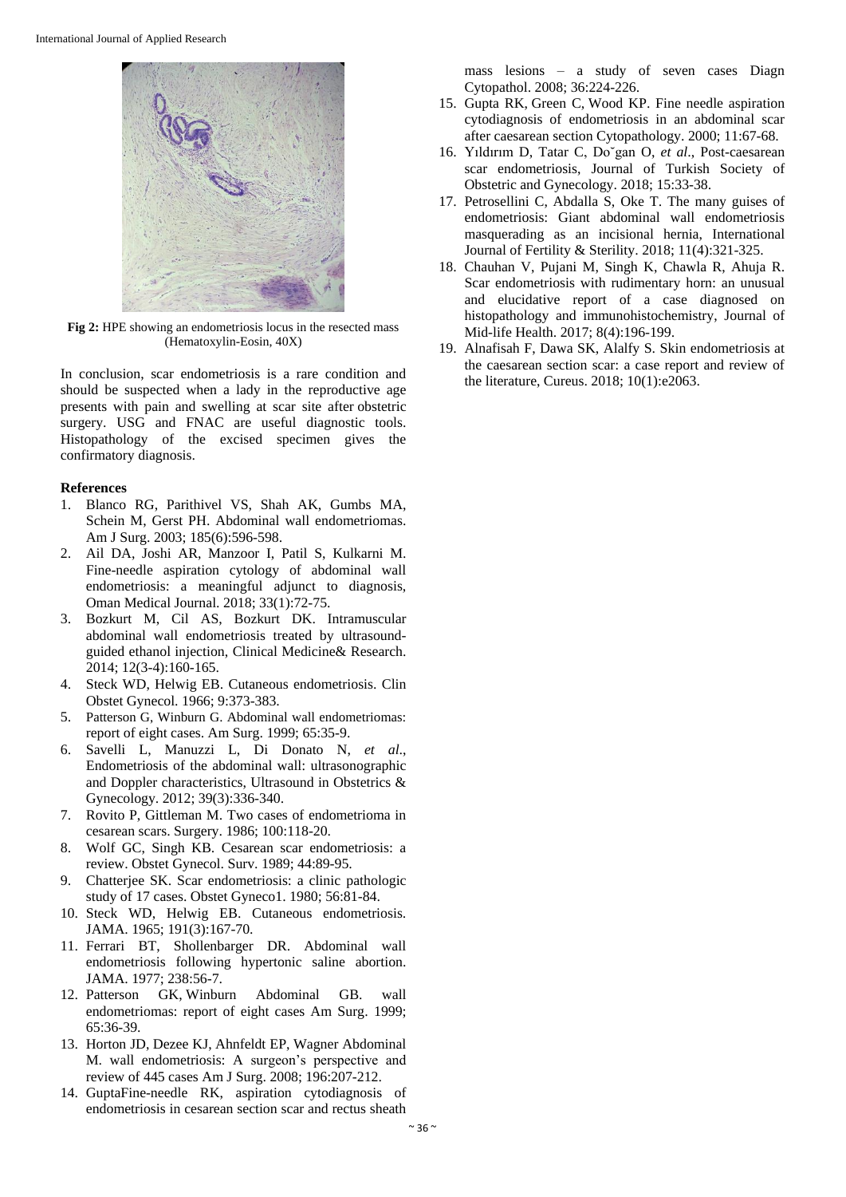Fig 2: HPE showing an endometriosis locus in the resected mass (Hematoxylin-Eosin, 40X)

In conclusion, scar endometriosis is a rare condition and should be suspected when a lady in the reproductive age presents with pain and swelling at scar site after obstetric surgery. USG and FNAC are useful diagnostic tools. Histopathology of the excised specimen gives the confirmatory diagnosis.

## References

1. Blanco RG, Parithivel VS, Shah AK, Gumbs MA, Schein M, Gerst PH. Abdominal wall endometriomas. Am J Surg. 2003; 185(6):596-598.
2. Ail DA, Joshi AR, Manzoor I, Patil S, Kulkarni M. Fine-needle aspiration cytology of abdominal wall endometriosis: a meaningful adjunct to diagnosis, Oman Medical Journal. 2018; 33(1):72-75.
3. Bozkurt M, Cil AS, Bozkurt DK. Intramuscular abdominal wall endometriosis treated by ultrasound-guided ethanol injection, Clinical Medicine& Research. 2014; 12(3-4):160-165.
4. Steck WD, Helwig EB. Cutaneous endometriosis. Clin Obstet Gynecol. 1966; 9:373-383.
5. Patterson G, Winburn G. Abdominal wall endometriomas: report of eight cases. Am Surg. 1999; 65:35-9.
6. Savelli L, Manuzzi L, Di Donato N, *et al*., Endometriosis of the abdominal wall: ultrasonographic and Doppler characteristics, Ultrasound in Obstetrics & Gynecology. 2012; 39(3):336-340.
7. Rovito P, Gittleman M. Two cases of endometrioma in cesarean scars. Surgery. 1986; 100:118-20.
8. Wolf GC, Singh KB. Cesarean scar endometriosis: a review. Obstet Gynecol. Surv. 1989; 44:89-95.
9. Chatterjee SK. Scar endometriosis: a clinic pathologic study of 17 cases. Obstet Gyneco1. 1980; 56:81-84.
10. Steck WD, Helwig EB. Cutaneous endometriosis. JAMA. 1965; 191(3):167-70.
11. Ferrari BT, Shollenbarger DR. Abdominal wall endometriosis following hypertonic saline abortion. JAMA. 1977; 238:56-7.
12. Patterson GK, Winburn Abdominal GB. wall endometriomas: report of eight cases Am Surg. 1999; 65:36-39.
13. Horton JD, Dezee KJ, Ahnfeldt EP, Wagner Abdominal M. wall endometriosis: A surgeon's perspective and review of 445 cases Am J Surg. 2008; 196:207-212.
14. GuptaFine-needle RK, aspiration cytodiagnosis of endometriosis in cesarean section scar and rectus sheath mass lesions – a study of seven cases Diagn Cytopathol. 2008; 36:224-226.
15. Gupta RK, Green C, Wood KP. Fine needle aspiration cytodiagnosis of endometriosis in an abdominal scar after caesarean section Cytopathology. 2000; 11:67-68.
16. Yıldırım D, Tatar C, Doˇgan O, *et al*., Post-caesarean scar endometriosis, Journal of Turkish Society of Obstetric and Gynecology. 2018; 15:33-38.
17. Petrosellini C, Abdalla S, Oke T. The many guises of endometriosis: Giant abdominal wall endometriosis masquerading as an incisional hernia, International Journal of Fertility & Sterility. 2018; 11(4):321-325.
18. Chauhan V, Pujani M, Singh K, Chawla R, Ahuja R. Scar endometriosis with rudimentary horn: an unusual and elucidative report of a case diagnosed on histopathology and immunohistochemistry, Journal of Mid-life Health. 2017; 8(4):196-199.
19. Alnafisah F, Dawa SK, Alalfy S. Skin endometriosis at the caesarean section scar: a case report and review of the literature, Cureus. 2018; 10(1):e2063.